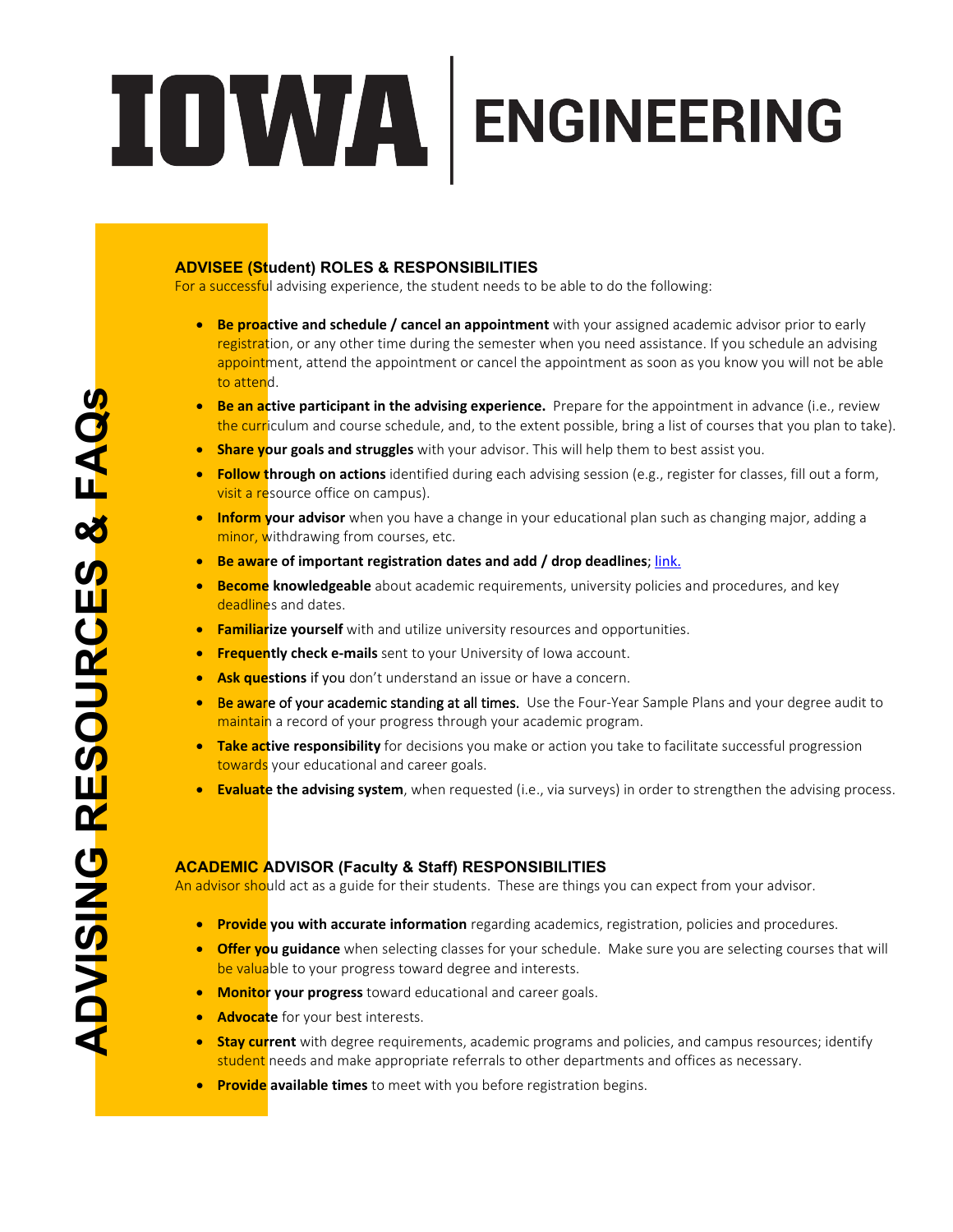IOWA | ENGINEERING

ADVISING RESOURCES & FAQs

## ADVISEE (Student) ROLES & RESPONSIBILITIES

For a successful advising experience, the student needs to be able to do the following:

- **Be proactive and schedule / cancel an appointment** with your assigned academic advisor prior to early registration, or any other time during the semester when you need assistance. If you schedule an advising appointment, attend the appointment or cancel the appointment as soon as you know you will not be able to attend.
- **Be an active participant in the advising experience.** Prepare for the appointment in advance (i.e., review the curriculum and course schedule, and, to the extent possible, bring a list of courses that you plan to take).
- **Share your goals and struggles** with your advisor. This will help them to best assist you.
- **Follow through on actions** identified during each advising session (e.g., register for classes, fill out a form, visit a resource office on campus).
- **Inform your advisor** when you have a change in your educational plan such as changing major, adding a minor, withdrawing from courses, etc.
- **Be aware of important registration dates and add / drop deadlines**; link.
- **Become knowledgeable** about academic requirements, university policies and procedures, and key deadlines and dates.
- **Familiarize yourself** with and utilize university resources and opportunities.
- **Frequently check e-mails** sent to your University of Iowa account.
- **Ask questions** if you don't understand an issue or have a concern.
- Be aware of your academic standing at all times. Use the Four-Year Sample Plans and your degree audit to maintain a record of your progress through your academic program.
- **Take active responsibility** for decisions you make or action you take to facilitate successful progression towards your educational and career goals.
- **Evaluate the advising system**, when requested (i.e., via surveys) in order to strengthen the advising process.

## ACADEMIC ADVISOR (Faculty & Staff) RESPONSIBILITIES

An advisor should act as a guide for their students. These are things you can expect from your advisor.

- **Provide you with accurate information** regarding academics, registration, policies and procedures.
- **Offer you guidance** when selecting classes for your schedule. Make sure you are selecting courses that will be valuable to your progress toward degree and interests.
- **Monitor your progress** toward educational and career goals.
- **Advocate** for your best interests.
- **Stay current** with degree requirements, academic programs and policies, and campus resources; identify student needs and make appropriate referrals to other departments and offices as necessary.
- **Provide available times** to meet with you before registration begins.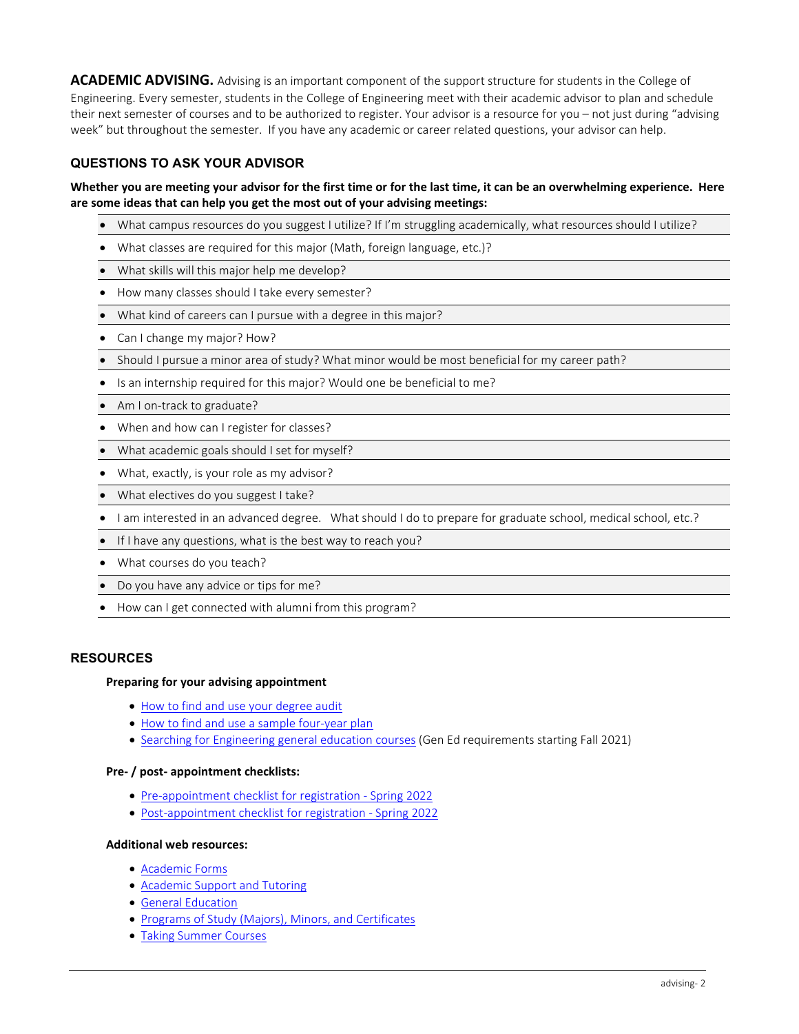**ACADEMIC ADVISING.** Advising is an important component of the support structure for students in the College of Engineering. Every semester, students in the College of Engineering meet with their academic advisor to plan and schedule their next semester of courses and to be authorized to register. Your advisor is a resource for you – not just during "advising week" but throughout the semester. If you have any academic or career related questions, your advisor can help.

## QUESTIONS TO ASK YOUR ADVISOR

**Whether you are meeting your advisor for the first time or for the last time, it can be an overwhelming experience. Here are some ideas that can help you get the most out of your advising meetings:**

- What campus resources do you suggest I utilize? If I'm struggling academically, what resources should I utilize?
- What classes are required for this major (Math, foreign language, etc.)?
- What skills will this major help me develop?
- How many classes should I take every semester?
- What kind of careers can I pursue with a degree in this major?
- Can I change my major? How?
- Should I pursue a minor area of study? What minor would be most beneficial for my career path?
- Is an internship required for this major? Would one be beneficial to me?
- Am I on-track to graduate?
- When and how can I register for classes?
- What academic goals should I set for myself?
- What, exactly, is your role as my advisor?
- What electives do you suggest I take?
- I am interested in an advanced degree. What should I do to prepare for graduate school, medical school, etc.?
- If I have any questions, what is the best way to reach you?
- What courses do you teach?
- Do you have any advice or tips for me?
- How can I get connected with alumni from this program?

## RESOURCES

**Preparing for your advising appointment**

- How to find and use your degree audit
- How to find and use a sample four-year plan
- Searching for Engineering general education courses (Gen Ed requirements starting Fall 2021)

**Pre- / post- appointment checklists:**

- Pre-appointment checklist for registration - Spring 2022
- Post-appointment checklist for registration - Spring 2022

**Additional web resources:**

- Academic Forms
- Academic Support and Tutoring
- General Education
- Programs of Study (Majors), Minors, and Certificates
- Taking Summer Courses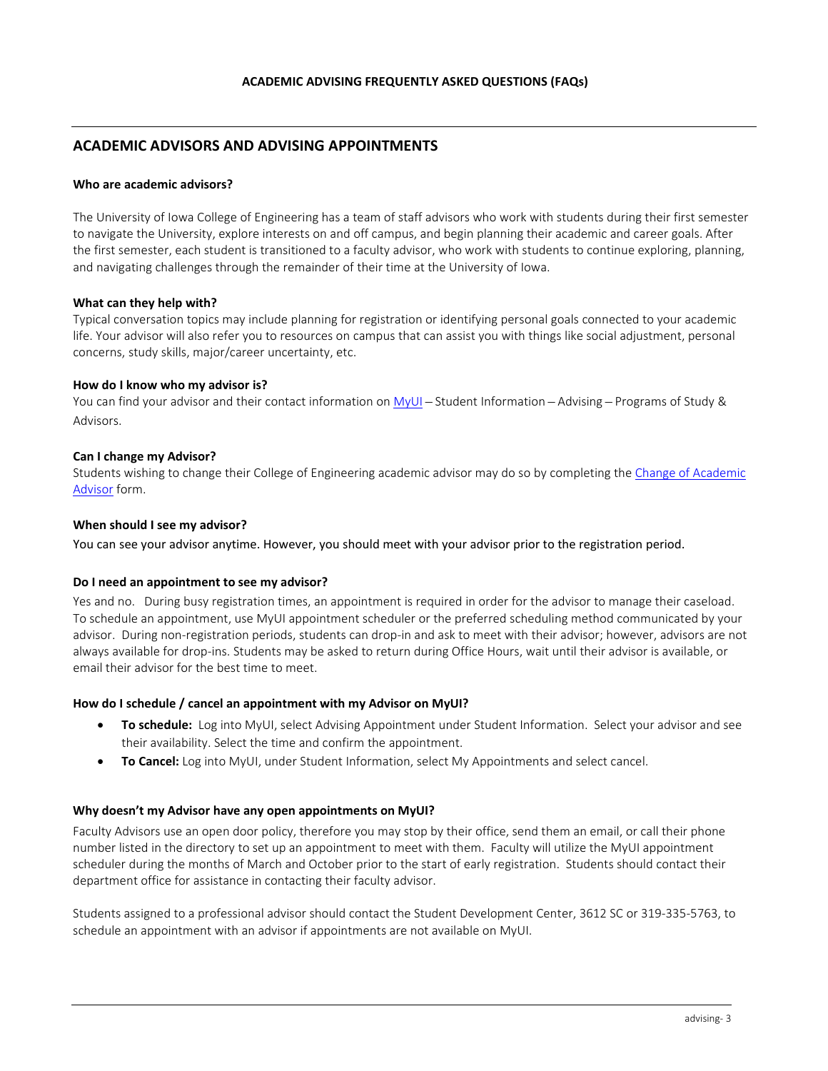**ACADEMIC ADVISING FREQUENTLY ASKED QUESTIONS (FAQs)**

## ACADEMIC ADVISORS AND ADVISING APPOINTMENTS

**Who are academic advisors?**

The University of Iowa College of Engineering has a team of staff advisors who work with students during their first semester to navigate the University, explore interests on and off campus, and begin planning their academic and career goals. After the first semester, each student is transitioned to a faculty advisor, who work with students to continue exploring, planning, and navigating challenges through the remainder of their time at the University of Iowa.

**What can they help with?**

Typical conversation topics may include planning for registration or identifying personal goals connected to your academic life. Your advisor will also refer you to resources on campus that can assist you with things like social adjustment, personal concerns, study skills, major/career uncertainty, etc.

**How do I know who my advisor is?**

You can find your advisor and their contact information on MyUI – Student Information – Advising – Programs of Study & Advisors.

**Can I change my Advisor?**

Students wishing to change their College of Engineering academic advisor may do so by completing the Change of Academic Advisor form.

**When should I see my advisor?**

You can see your advisor anytime. However, you should meet with your advisor prior to the registration period.

**Do I need an appointment to see my advisor?**

Yes and no. During busy registration times, an appointment is required in order for the advisor to manage their caseload. To schedule an appointment, use MyUI appointment scheduler or the preferred scheduling method communicated by your advisor. During non-registration periods, students can drop-in and ask to meet with their advisor; however, advisors are not always available for drop-ins. Students may be asked to return during Office Hours, wait until their advisor is available, or email their advisor for the best time to meet.

**How do I schedule / cancel an appointment with my Advisor on MyUI?**

- **To schedule:** Log into MyUI, select Advising Appointment under Student Information. Select your advisor and see their availability. Select the time and confirm the appointment.
- **To Cancel:** Log into MyUI, under Student Information, select My Appointments and select cancel.

**Why doesn't my Advisor have any open appointments on MyUI?**

Faculty Advisors use an open door policy, therefore you may stop by their office, send them an email, or call their phone number listed in the directory to set up an appointment to meet with them. Faculty will utilize the MyUI appointment scheduler during the months of March and October prior to the start of early registration. Students should contact their department office for assistance in contacting their faculty advisor.

Students assigned to a professional advisor should contact the Student Development Center, 3612 SC or 319-335-5763, to schedule an appointment with an advisor if appointments are not available on MyUI.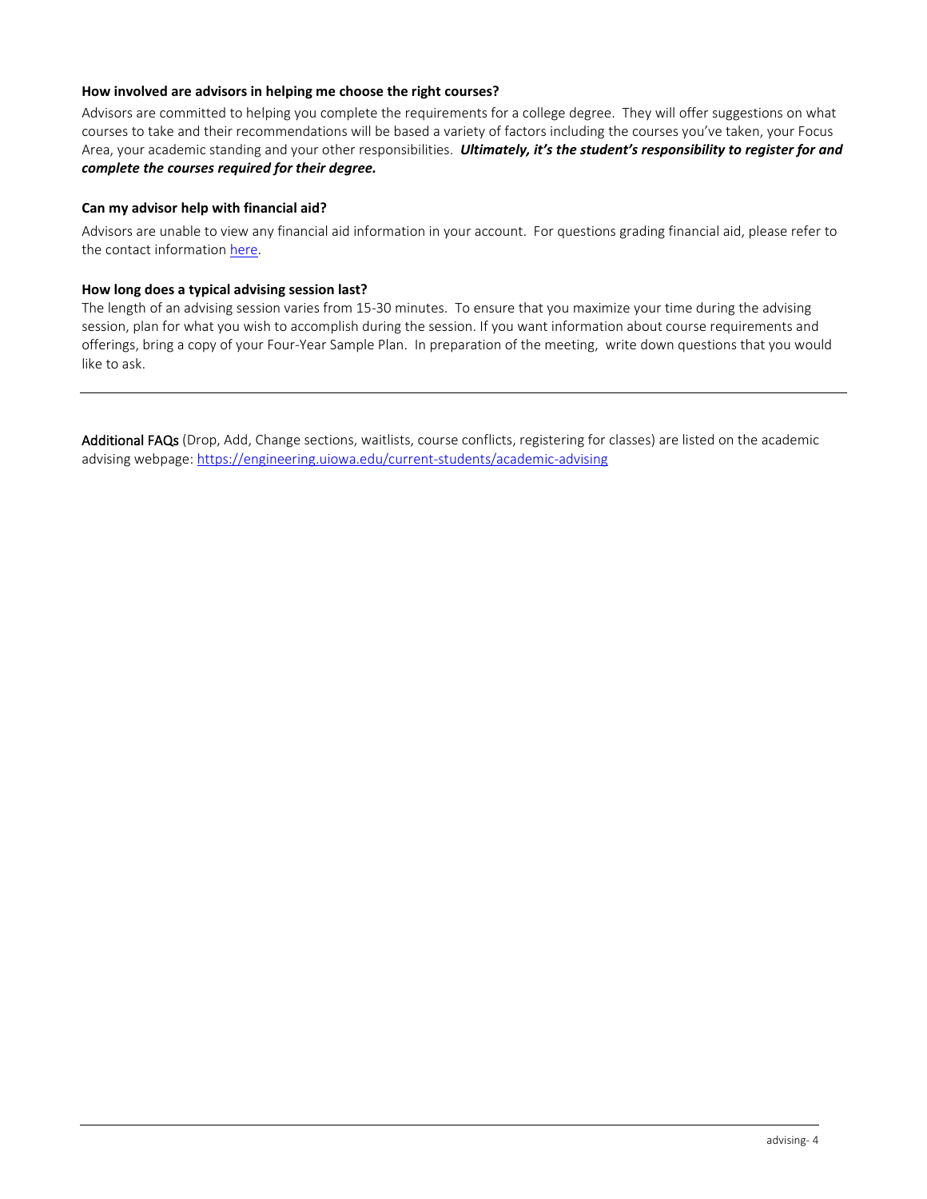**How involved are advisors in helping me choose the right courses?**

Advisors are committed to helping you complete the requirements for a college degree. They will offer suggestions on what courses to take and their recommendations will be based a variety of factors including the courses you've taken, your Focus Area, your academic standing and your other responsibilities. ***Ultimately, it's the student's responsibility to register for and complete the courses required for their degree.***

**Can my advisor help with financial aid?**

Advisors are unable to view any financial aid information in your account. For questions grading financial aid, please refer to the contact information here.

**How long does a typical advising session last?**

The length of an advising session varies from 15-30 minutes. To ensure that you maximize your time during the advising session, plan for what you wish to accomplish during the session. If you want information about course requirements and offerings, bring a copy of your Four-Year Sample Plan. In preparation of the meeting, write down questions that you would like to ask.

---

Additional FAQs (Drop, Add, Change sections, waitlists, course conflicts, registering for classes) are listed on the academic advising webpage: https://engineering.uiowa.edu/current-students/academic-advising